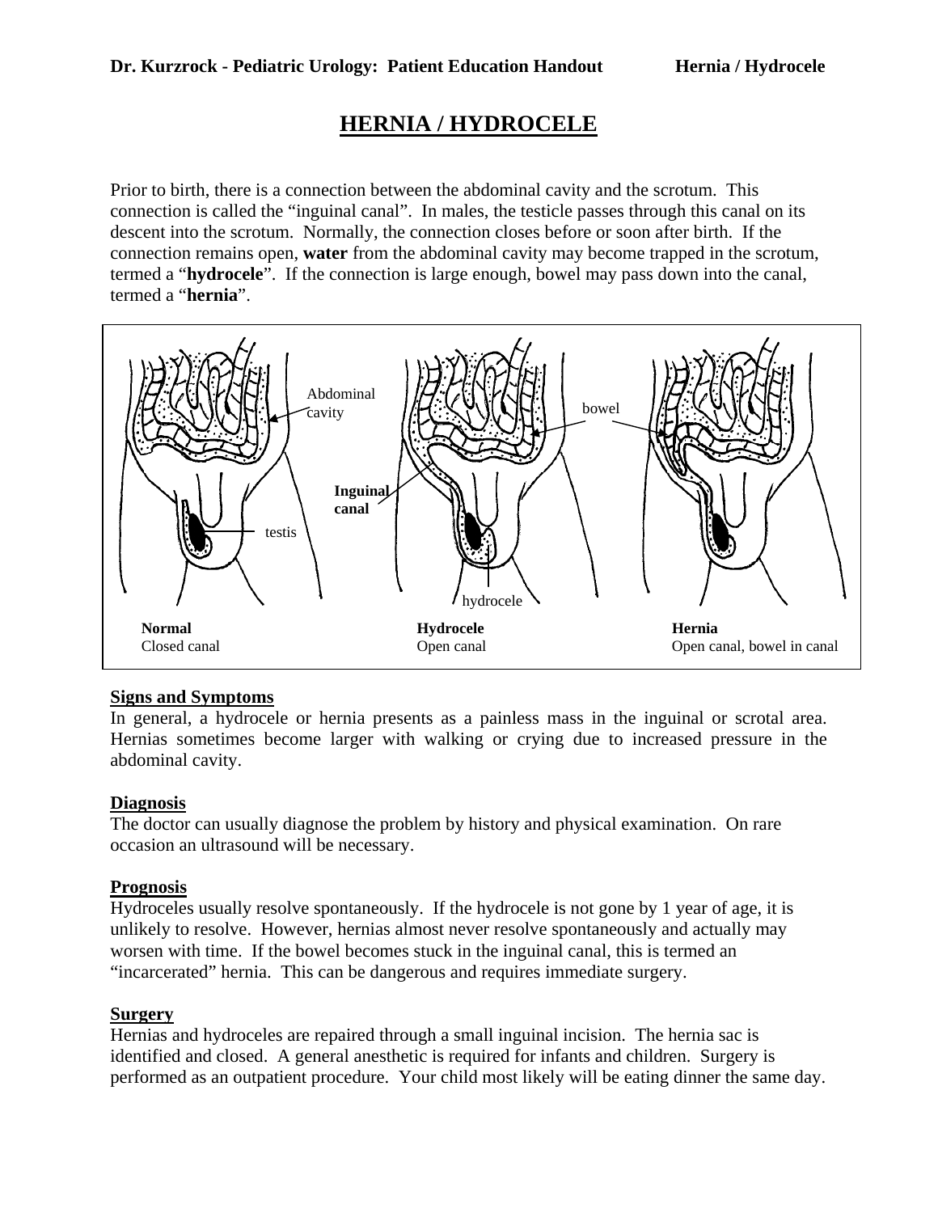# HERNIA / HYDROCELE

Prior to birth, there is a connection between the abdominal cavity and the scrotum. This connection is called the “inguinal canal”. In males, the testicle passes through this canal on its descent into the scrotum. Normally, the connection closes before or soon after birth. If the connection remains open, **water** from the abdominal cavity may become trapped in the scrotum, termed a “**hydrocele**”. If the connection is large enough, bowel may pass down into the canal, termed a “**hernia**”.

**Normal**
Closed canal

**Hydrocele**
Open canal

**Hernia**
Open canal, bowel in canal

## Signs and Symptoms

In general, a hydrocele or hernia presents as a painless mass in the inguinal or scrotal area. Hernias sometimes become larger with walking or crying due to increased pressure in the abdominal cavity.

## Diagnosis

The doctor can usually diagnose the problem by history and physical examination. On rare occasion an ultrasound will be necessary.

## Prognosis

Hydroceles usually resolve spontaneously. If the hydrocele is not gone by 1 year of age, it is unlikely to resolve. However, hernias almost never resolve spontaneously and actually may worsen with time. If the bowel becomes stuck in the inguinal canal, this is termed an “incarcerated” hernia. This can be dangerous and requires immediate surgery.

## Surgery

Hernias and hydroceles are repaired through a small inguinal incision. The hernia sac is identified and closed. A general anesthetic is required for infants and children. Surgery is performed as an outpatient procedure. Your child most likely will be eating dinner the same day.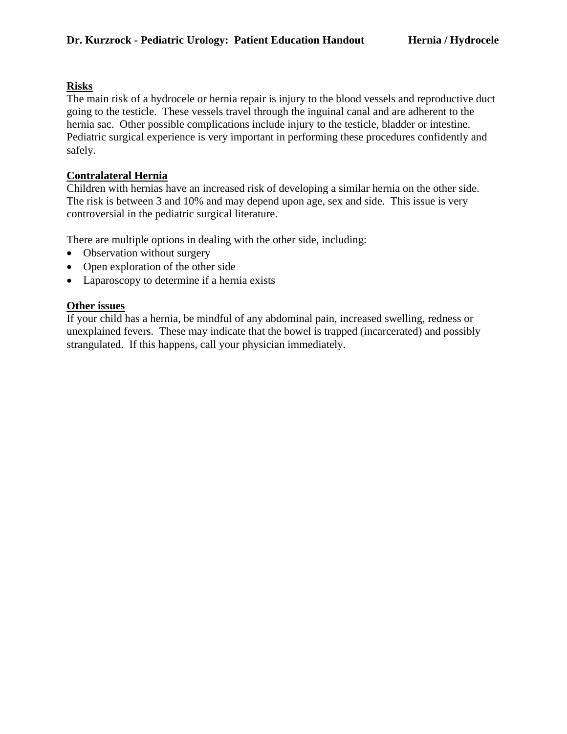## Risks

The main risk of a hydrocele or hernia repair is injury to the blood vessels and reproductive duct going to the testicle. These vessels travel through the inguinal canal and are adherent to the hernia sac. Other possible complications include injury to the testicle, bladder or intestine. Pediatric surgical experience is very important in performing these procedures confidently and safely.

## Contralateral Hernia

Children with hernias have an increased risk of developing a similar hernia on the other side. The risk is between 3 and 10% and may depend upon age, sex and side. This issue is very controversial in the pediatric surgical literature.

There are multiple options in dealing with the other side, including:

- Observation without surgery
- Open exploration of the other side
- Laparoscopy to determine if a hernia exists

## Other issues

If your child has a hernia, be mindful of any abdominal pain, increased swelling, redness or unexplained fevers. These may indicate that the bowel is trapped (incarcerated) and possibly strangulated. If this happens, call your physician immediately.